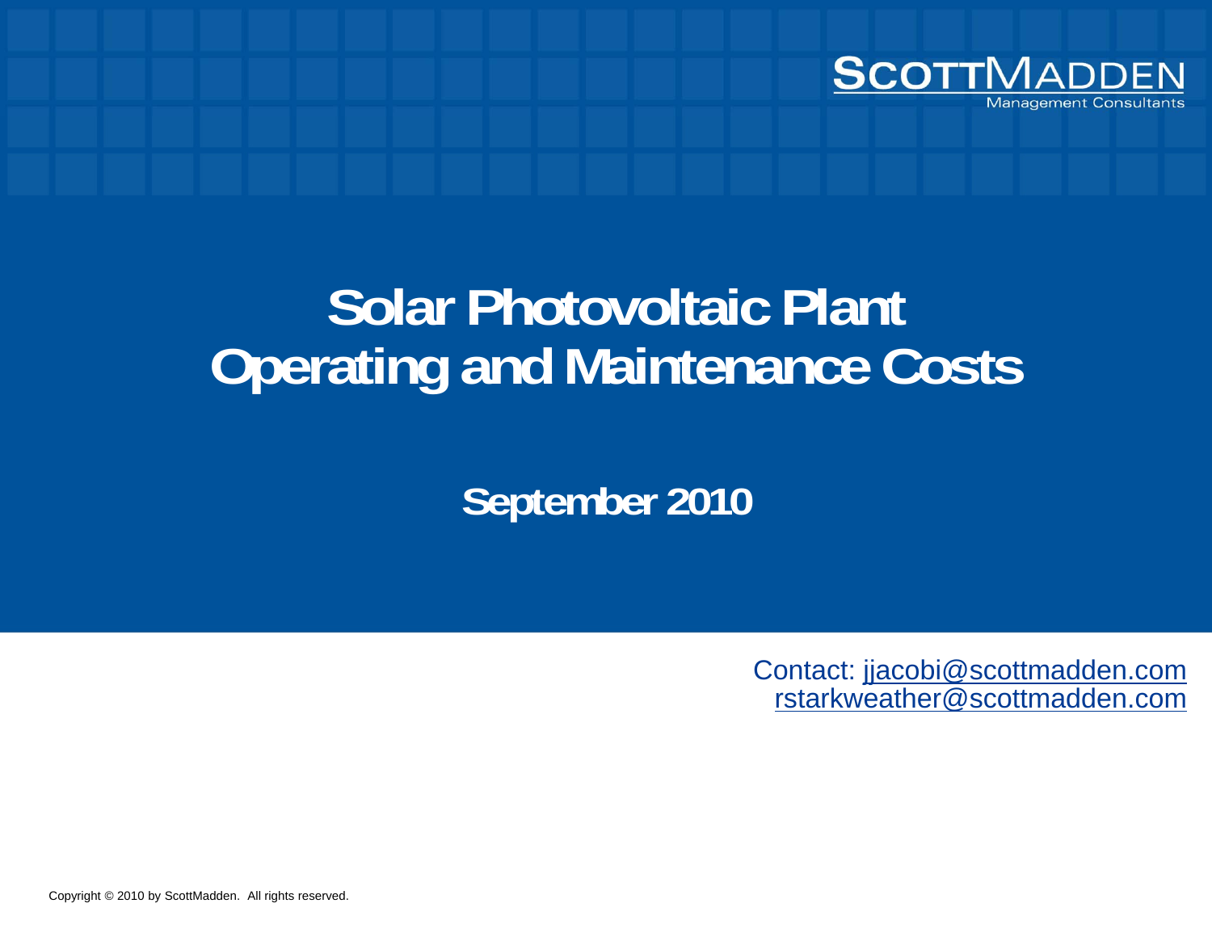SCOTTMADDEN
Management Consultants

# Solar Photovoltaic Plant Operating and Maintenance Costs

## September 2010

Contact: jjacobi@scottmadden.com
rstarkweather@scottmadden.com

Copyright © 2010 by ScottMadden. All rights reserved.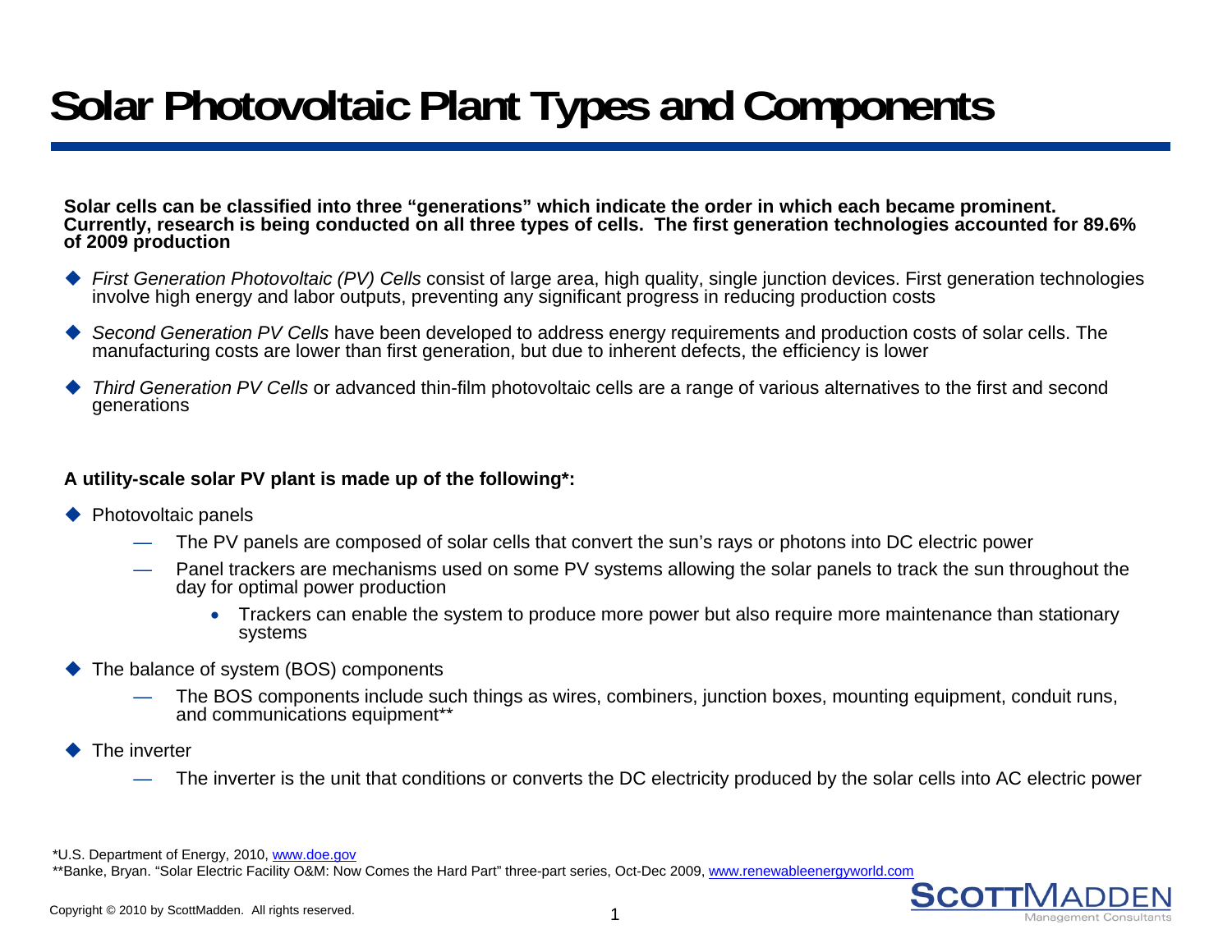# Solar Photovoltaic Plant Types and Components

**Solar cells can be classified into three "generations" which indicate the order in which each became prominent. Currently, research is being conducted on all three types of cells. The first generation technologies accounted for 89.6% of 2009 production**

- *First Generation Photovoltaic (PV) Cells* consist of large area, high quality, single junction devices. First generation technologies involve high energy and labor outputs, preventing any significant progress in reducing production costs
- *Second Generation PV Cells* have been developed to address energy requirements and production costs of solar cells. The manufacturing costs are lower than first generation, but due to inherent defects, the efficiency is lower
- *Third Generation PV Cells* or advanced thin-film photovoltaic cells are a range of various alternatives to the first and second generations

**A utility-scale solar PV plant is made up of the following*:**

- Photovoltaic panels
  - The PV panels are composed of solar cells that convert the sun's rays or photons into DC electric power
  - Panel trackers are mechanisms used on some PV systems allowing the solar panels to track the sun throughout the day for optimal power production
    - Trackers can enable the system to produce more power but also require more maintenance than stationary systems
- The balance of system (BOS) components
  - The BOS components include such things as wires, combiners, junction boxes, mounting equipment, conduit runs, and communications equipment**
- The inverter
  - The inverter is the unit that conditions or converts the DC electricity produced by the solar cells into AC electric power

*U.S. Department of Energy, 2010, www.doe.gov

**Banke, Bryan. "Solar Electric Facility O&M: Now Comes the Hard Part" three-part series, Oct-Dec 2009, www.renewableenergyworld.com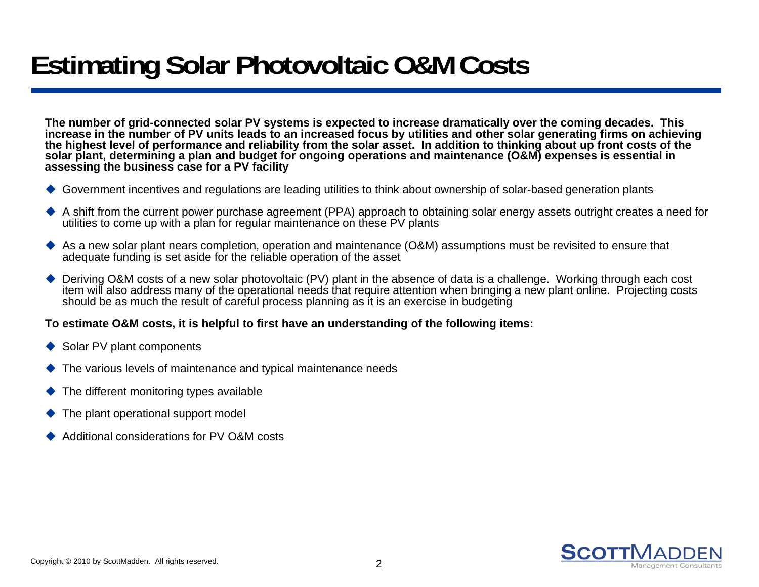# Estimating Solar Photovoltaic O&M Costs

**The number of grid-connected solar PV systems is expected to increase dramatically over the coming decades. This increase in the number of PV units leads to an increased focus by utilities and other solar generating firms on achieving the highest level of performance and reliability from the solar asset. In addition to thinking about up front costs of the solar plant, determining a plan and budget for ongoing operations and maintenance (O&M) expenses is essential in assessing the business case for a PV facility**

- Government incentives and regulations are leading utilities to think about ownership of solar-based generation plants
- A shift from the current power purchase agreement (PPA) approach to obtaining solar energy assets outright creates a need for utilities to come up with a plan for regular maintenance on these PV plants
- As a new solar plant nears completion, operation and maintenance (O&M) assumptions must be revisited to ensure that adequate funding is set aside for the reliable operation of the asset
- Deriving O&M costs of a new solar photovoltaic (PV) plant in the absence of data is a challenge. Working through each cost item will also address many of the operational needs that require attention when bringing a new plant online. Projecting costs should be as much the result of careful process planning as it is an exercise in budgeting

**To estimate O&M costs, it is helpful to first have an understanding of the following items:**

- Solar PV plant components
- The various levels of maintenance and typical maintenance needs
- The different monitoring types available
- The plant operational support model
- Additional considerations for PV O&M costs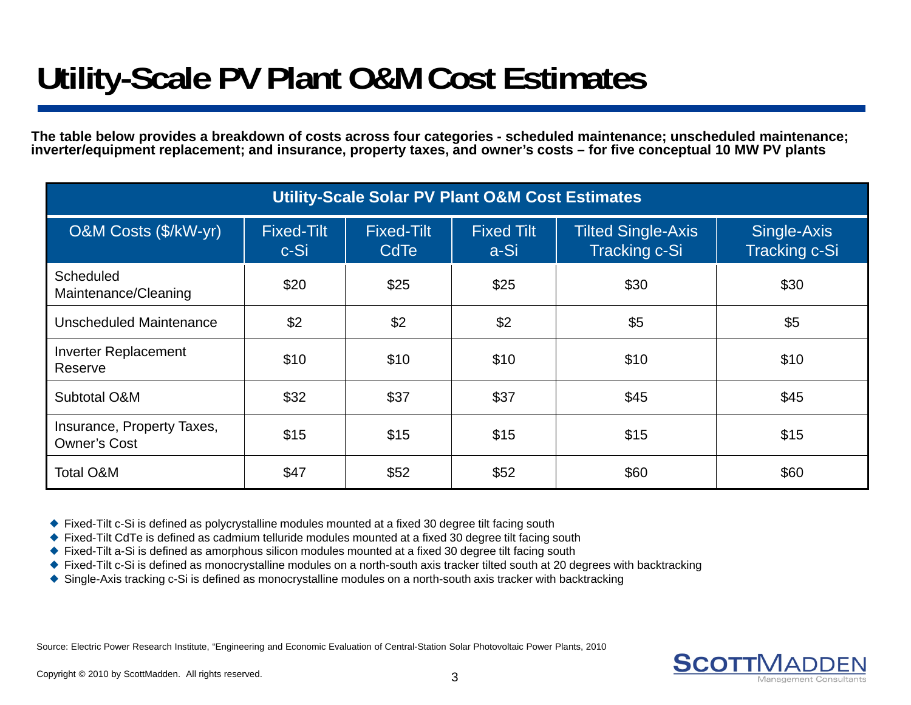# Utility-Scale PV Plant O&M Cost Estimates

**The table below provides a breakdown of costs across four categories - scheduled maintenance; unscheduled maintenance; inverter/equipment replacement; and insurance, property taxes, and owner's costs – for five conceptual 10 MW PV plants**

| Utility-Scale Solar PV Plant O&M Cost Estimates | | | | | |
|---|---|---|---|---|---|
| O&M Costs ($/kW-yr) | Fixed-Tilt c-Si | Fixed-Tilt CdTe | Fixed Tilt a-Si | Tilted Single-Axis Tracking c-Si | Single-Axis Tracking c-Si |
| Scheduled Maintenance/Cleaning | $20 | $25 | $25 | $30 | $30 |
| Unscheduled Maintenance | $2 | $2 | $2 | $5 | $5 |
| Inverter Replacement Reserve | $10 | $10 | $10 | $10 | $10 |
| Subtotal O&M | $32 | $37 | $37 | $45 | $45 |
| Insurance, Property Taxes, Owner's Cost | $15 | $15 | $15 | $15 | $15 |
| Total O&M | $47 | $52 | $52 | $60 | $60 |

- Fixed-Tilt c-Si is defined as polycrystalline modules mounted at a fixed 30 degree tilt facing south
- Fixed-Tilt CdTe is defined as cadmium telluride modules mounted at a fixed 30 degree tilt facing south
- Fixed-Tilt a-Si is defined as amorphous silicon modules mounted at a fixed 30 degree tilt facing south
- Fixed-Tilt c-Si is defined as monocrystalline modules on a north-south axis tracker tilted south at 20 degrees with backtracking
- Single-Axis tracking c-Si is defined as monocrystalline modules on a north-south axis tracker with backtracking

Source: Electric Power Research Institute, "Engineering and Economic Evaluation of Central-Station Solar Photovoltaic Power Plants, 2010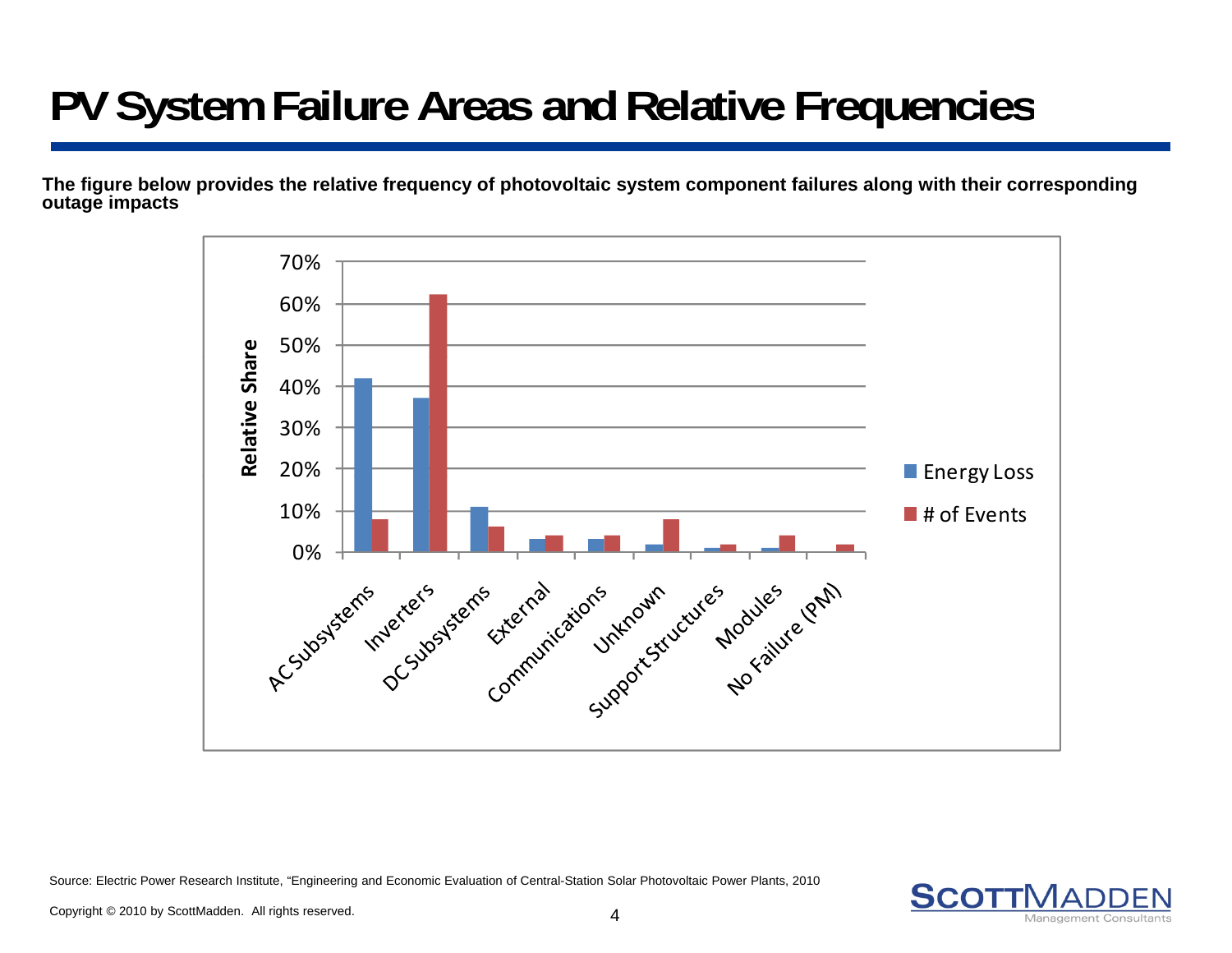# PV System Failure Areas and Relative Frequencies

**The figure below provides the relative frequency of photovoltaic system component failures along with their corresponding outage impacts**

Source: Electric Power Research Institute, "Engineering and Economic Evaluation of Central-Station Solar Photovoltaic Power Plants, 2010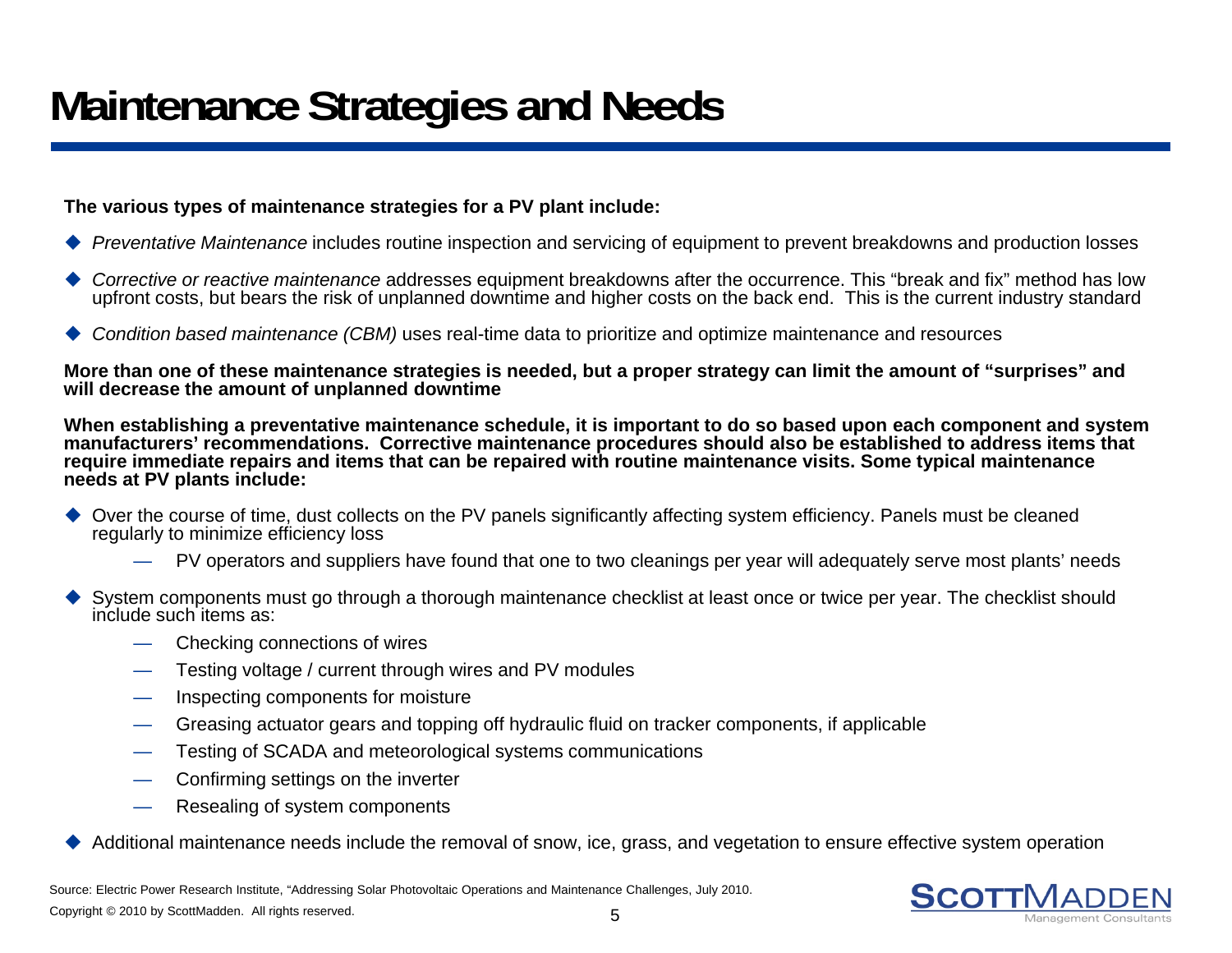# Maintenance Strategies and Needs

**The various types of maintenance strategies for a PV plant include:**

- *Preventative Maintenance* includes routine inspection and servicing of equipment to prevent breakdowns and production losses
- *Corrective or reactive maintenance* addresses equipment breakdowns after the occurrence. This "break and fix" method has low upfront costs, but bears the risk of unplanned downtime and higher costs on the back end. This is the current industry standard
- *Condition based maintenance (CBM)* uses real-time data to prioritize and optimize maintenance and resources

**More than one of these maintenance strategies is needed, but a proper strategy can limit the amount of "surprises" and will decrease the amount of unplanned downtime**

**When establishing a preventative maintenance schedule, it is important to do so based upon each component and system manufacturers' recommendations. Corrective maintenance procedures should also be established to address items that require immediate repairs and items that can be repaired with routine maintenance visits. Some typical maintenance needs at PV plants include:**

- Over the course of time, dust collects on the PV panels significantly affecting system efficiency. Panels must be cleaned regularly to minimize efficiency loss
  - PV operators and suppliers have found that one to two cleanings per year will adequately serve most plants' needs
- System components must go through a thorough maintenance checklist at least once or twice per year. The checklist should include such items as:
  - Checking connections of wires
  - Testing voltage / current through wires and PV modules
  - Inspecting components for moisture
  - Greasing actuator gears and topping off hydraulic fluid on tracker components, if applicable
  - Testing of SCADA and meteorological systems communications
  - Confirming settings on the inverter
  - Resealing of system components
- Additional maintenance needs include the removal of snow, ice, grass, and vegetation to ensure effective system operation

Source: Electric Power Research Institute, "Addressing Solar Photovoltaic Operations and Maintenance Challenges, July 2010.

Copyright © 2010 by ScottMadden. All rights reserved.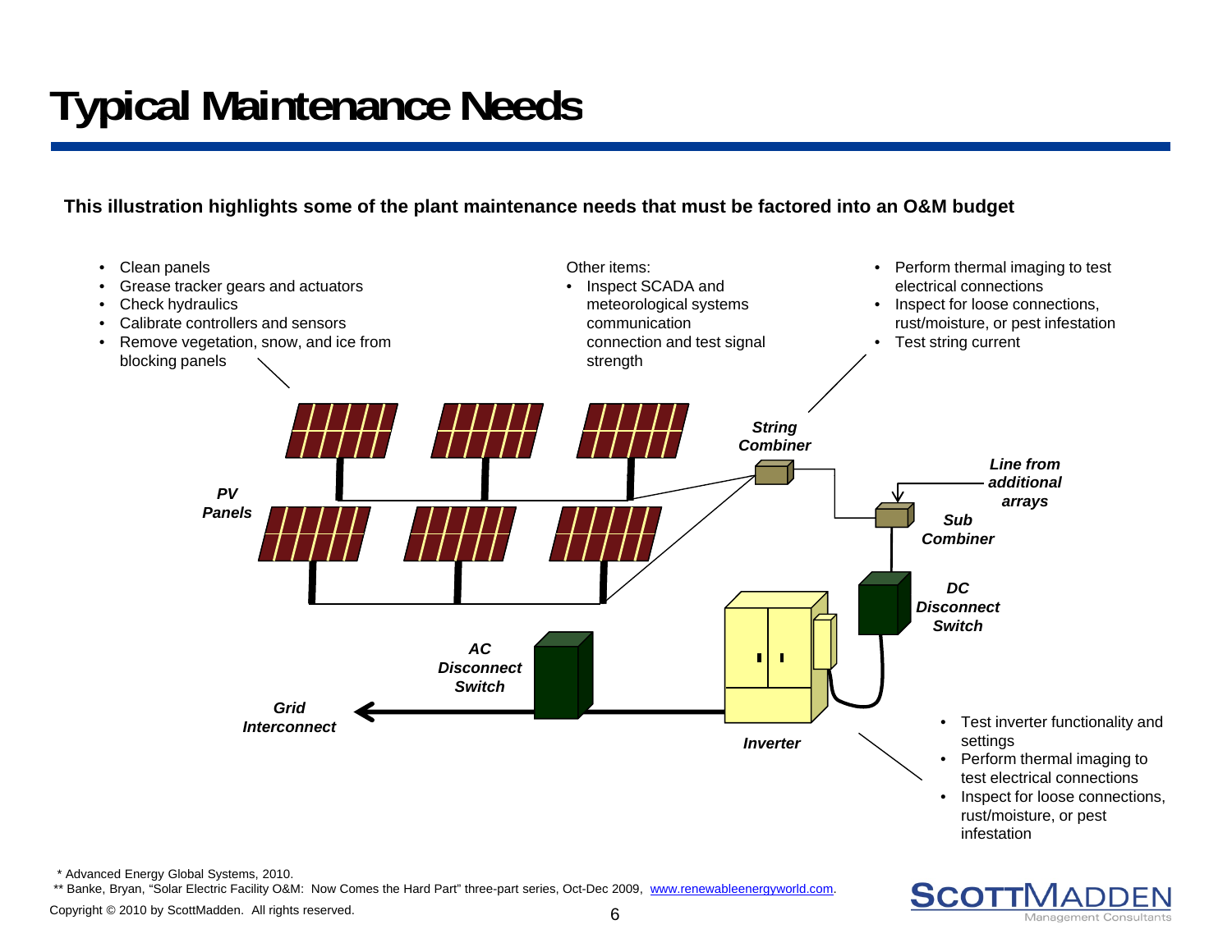# Typical Maintenance Needs

**This illustration highlights some of the plant maintenance needs that must be factored into an O&M budget**

- Clean panels
- Grease tracker gears and actuators
- Check hydraulics
- Calibrate controllers and sensors
- Remove vegetation, snow, and ice from blocking panels

Other items:

- Inspect SCADA and meteorological systems communication connection and test signal strength

- Perform thermal imaging to test electrical connections
- Inspect for loose connections, rust/moisture, or pest infestation
- Test string current

*PV Panels*

*String Combiner*

*Line from additional arrays*

*Sub Combiner*

*DC Disconnect Switch*

*AC Disconnect Switch*

*Grid Interconnect*

*Inverter*

- Test inverter functionality and settings
- Perform thermal imaging to test electrical connections
- Inspect for loose connections, rust/moisture, or pest infestation

\* Advanced Energy Global Systems, 2010.

\*\* Banke, Bryan, "Solar Electric Facility O&M: Now Comes the Hard Part" three-part series, Oct-Dec 2009, www.renewableenergyworld.com.

Copyright © 2010 by ScottMadden. All rights reserved.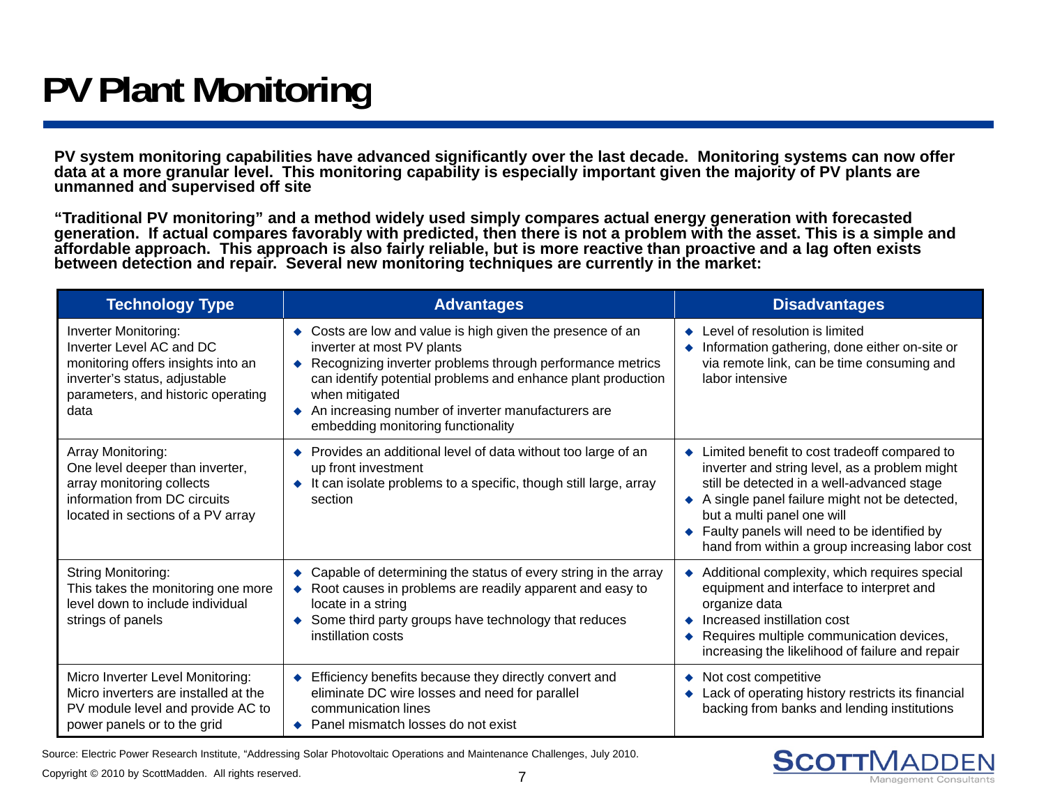# PV Plant Monitoring

**PV system monitoring capabilities have advanced significantly over the last decade. Monitoring systems can now offer data at a more granular level. This monitoring capability is especially important given the majority of PV plants are unmanned and supervised off site**

**"Traditional PV monitoring" and a method widely used simply compares actual energy generation with forecasted generation. If actual compares favorably with predicted, then there is not a problem with the asset. This is a simple and affordable approach. This approach is also fairly reliable, but is more reactive than proactive and a lag often exists between detection and repair. Several new monitoring techniques are currently in the market:**

| Technology Type | Advantages | Disadvantages |
|---|---|---|
| Inverter Monitoring: Inverter Level AC and DC monitoring offers insights into an inverter's status, adjustable parameters, and historic operating data | ◆ Costs are low and value is high given the presence of an inverter at most PV plants<br>◆ Recognizing inverter problems through performance metrics can identify potential problems and enhance plant production when mitigated<br>◆ An increasing number of inverter manufacturers are embedding monitoring functionality | ◆ Level of resolution is limited<br>◆ Information gathering, done either on-site or via remote link, can be time consuming and labor intensive |
| Array Monitoring: One level deeper than inverter, array monitoring collects information from DC circuits located in sections of a PV array | ◆ Provides an additional level of data without too large of an up front investment<br>◆ It can isolate problems to a specific, though still large, array section | ◆ Limited benefit to cost tradeoff compared to inverter and string level, as a problem might still be detected in a well-advanced stage<br>◆ A single panel failure might not be detected, but a multi panel one will<br>◆ Faulty panels will need to be identified by hand from within a group increasing labor cost |
| String Monitoring: This takes the monitoring one more level down to include individual strings of panels | ◆ Capable of determining the status of every string in the array<br>◆ Root causes in problems are readily apparent and easy to locate in a string<br>◆ Some third party groups have technology that reduces instillation costs | ◆ Additional complexity, which requires special equipment and interface to interpret and organize data<br>◆ Increased instillation cost<br>◆ Requires multiple communication devices, increasing the likelihood of failure and repair |
| Micro Inverter Level Monitoring: Micro inverters are installed at the PV module level and provide AC to power panels or to the grid | ◆ Efficiency benefits because they directly convert and eliminate DC wire losses and need for parallel communication lines<br>◆ Panel mismatch losses do not exist | ◆ Not cost competitive<br>◆ Lack of operating history restricts its financial backing from banks and lending institutions |

Source: Electric Power Research Institute, "Addressing Solar Photovoltaic Operations and Maintenance Challenges, July 2010.

Copyright © 2010 by ScottMadden. All rights reserved.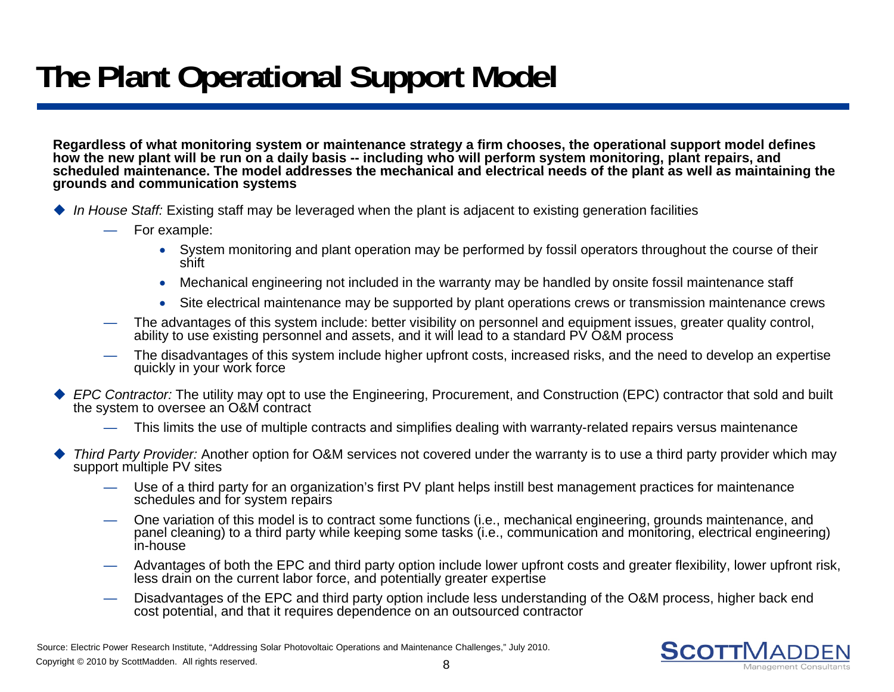# The Plant Operational Support Model

**Regardless of what monitoring system or maintenance strategy a firm chooses, the operational support model defines how the new plant will be run on a daily basis -- including who will perform system monitoring, plant repairs, and scheduled maintenance. The model addresses the mechanical and electrical needs of the plant as well as maintaining the grounds and communication systems**

- *In House Staff:* Existing staff may be leveraged when the plant is adjacent to existing generation facilities
  - For example:
    - System monitoring and plant operation may be performed by fossil operators throughout the course of their shift
    - Mechanical engineering not included in the warranty may be handled by onsite fossil maintenance staff
    - Site electrical maintenance may be supported by plant operations crews or transmission maintenance crews
  - The advantages of this system include: better visibility on personnel and equipment issues, greater quality control, ability to use existing personnel and assets, and it will lead to a standard PV O&M process
  - The disadvantages of this system include higher upfront costs, increased risks, and the need to develop an expertise quickly in your work force
- *EPC Contractor:* The utility may opt to use the Engineering, Procurement, and Construction (EPC) contractor that sold and built the system to oversee an O&M contract
  - This limits the use of multiple contracts and simplifies dealing with warranty-related repairs versus maintenance
- *Third Party Provider:* Another option for O&M services not covered under the warranty is to use a third party provider which may support multiple PV sites
  - Use of a third party for an organization's first PV plant helps instill best management practices for maintenance schedules and for system repairs
  - One variation of this model is to contract some functions (i.e., mechanical engineering, grounds maintenance, and panel cleaning) to a third party while keeping some tasks (i.e., communication and monitoring, electrical engineering) in-house
  - Advantages of both the EPC and third party option include lower upfront costs and greater flexibility, lower upfront risk, less drain on the current labor force, and potentially greater expertise
  - Disadvantages of the EPC and third party option include less understanding of the O&M process, higher back end cost potential, and that it requires dependence on an outsourced contractor

Source: Electric Power Research Institute, "Addressing Solar Photovoltaic Operations and Maintenance Challenges," July 2010.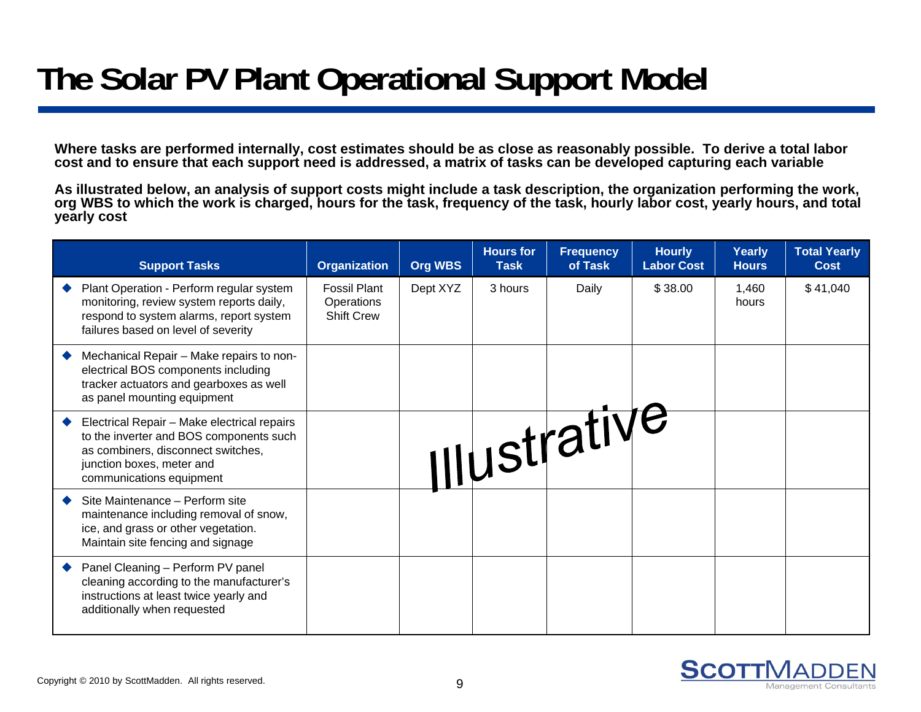# The Solar PV Plant Operational Support Model

**Where tasks are performed internally, cost estimates should be as close as reasonably possible. To derive a total labor cost and to ensure that each support need is addressed, a matrix of tasks can be developed capturing each variable**

**As illustrated below, an analysis of support costs might include a task description, the organization performing the work, org WBS to which the work is charged, hours for the task, frequency of the task, hourly labor cost, yearly hours, and total yearly cost**

| Support Tasks | Organization | Org WBS | Hours for Task | Frequency of Task | Hourly Labor Cost | Yearly Hours | Total Yearly Cost |
|---|---|---|---|---|---|---|---|
| Plant Operation - Perform regular system monitoring, review system reports daily, respond to system alarms, report system failures based on level of severity | Fossil Plant Operations Shift Crew | Dept XYZ | 3 hours | Daily | $ 38.00 | 1,460 hours | $ 41,040 |
| Mechanical Repair – Make repairs to non-electrical BOS components including tracker actuators and gearboxes as well as panel mounting equipment | | | | | | | |
| Electrical Repair – Make electrical repairs to the inverter and BOS components such as combiners, disconnect switches, junction boxes, meter and communications equipment | | | | | | | |
| Site Maintenance – Perform site maintenance including removal of snow, ice, and grass or other vegetation. Maintain site fencing and signage | | | | | | | |
| Panel Cleaning – Perform PV panel cleaning according to the manufacturer's instructions at least twice yearly and additionally when requested | | | | | | | |

*Illustrative*

Copyright © 2010 by ScottMadden. All rights reserved.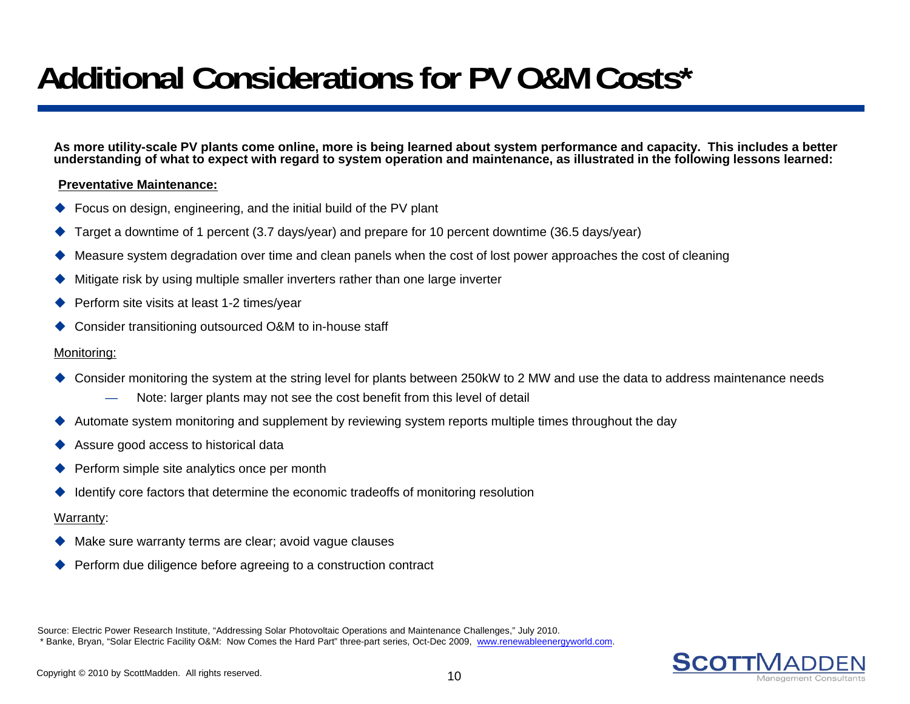# Additional Considerations for PV O&M Costs*

**As more utility-scale PV plants come online, more is being learned about system performance and capacity. This includes a better understanding of what to expect with regard to system operation and maintenance, as illustrated in the following lessons learned:**

**Preventative Maintenance:**

- Focus on design, engineering, and the initial build of the PV plant
- Target a downtime of 1 percent (3.7 days/year) and prepare for 10 percent downtime (36.5 days/year)
- Measure system degradation over time and clean panels when the cost of lost power approaches the cost of cleaning
- Mitigate risk by using multiple smaller inverters rather than one large inverter
- Perform site visits at least 1-2 times/year
- Consider transitioning outsourced O&M to in-house staff

Monitoring:

- Consider monitoring the system at the string level for plants between 250kW to 2 MW and use the data to address maintenance needs
  - Note: larger plants may not see the cost benefit from this level of detail
- Automate system monitoring and supplement by reviewing system reports multiple times throughout the day
- Assure good access to historical data
- Perform simple site analytics once per month
- Identify core factors that determine the economic tradeoffs of monitoring resolution

Warranty:

- Make sure warranty terms are clear; avoid vague clauses
- Perform due diligence before agreeing to a construction contract

Source: Electric Power Research Institute, "Addressing Solar Photovoltaic Operations and Maintenance Challenges," July 2010.
* Banke, Bryan, "Solar Electric Facility O&M: Now Comes the Hard Part" three-part series, Oct-Dec 2009, www.renewableenergyworld.com.

Copyright © 2010 by ScottMadden. All rights reserved.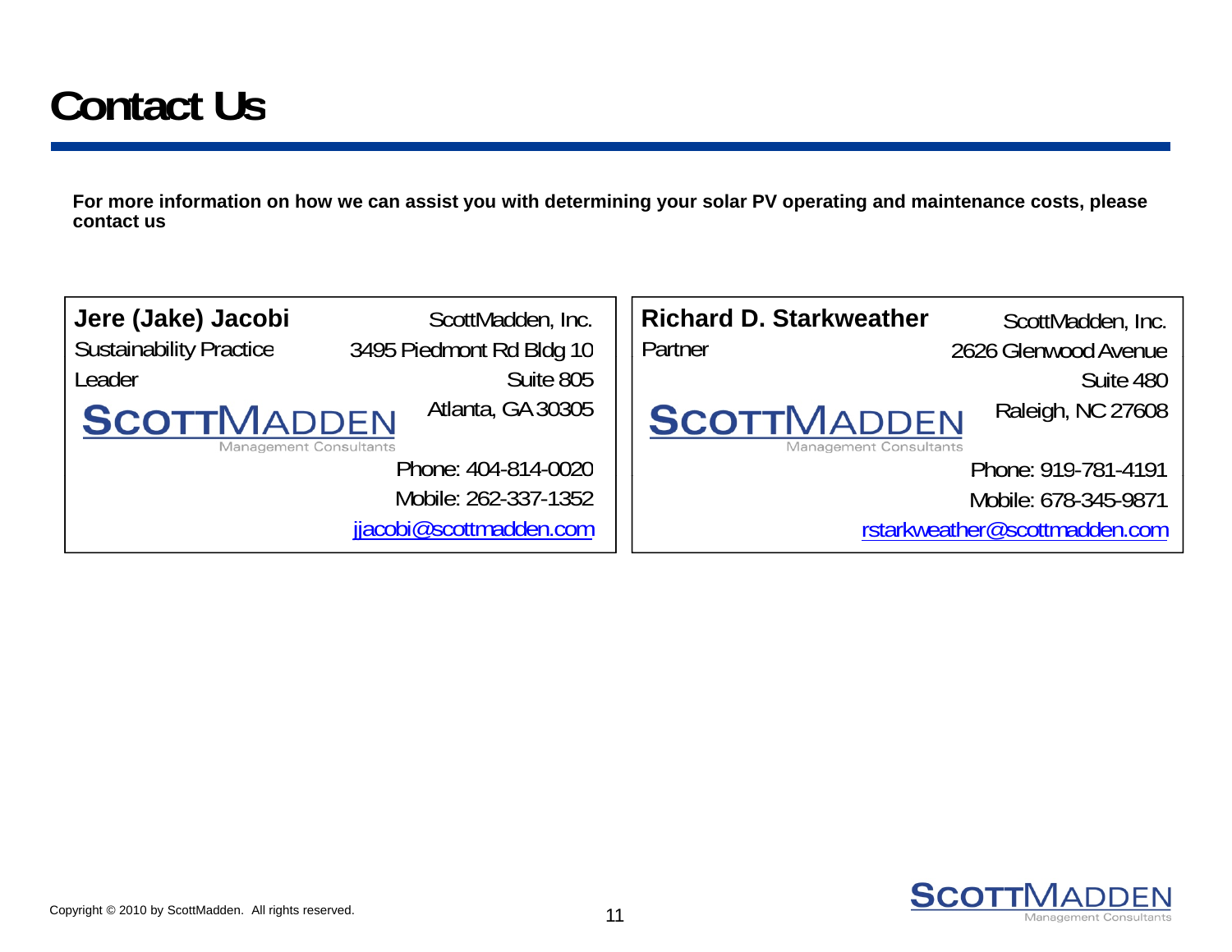# Contact Us

**For more information on how we can assist you with determining your solar PV operating and maintenance costs, please contact us**

**Jere (Jake) Jacobi**
Sustainability Practice Leader

SCOTTMADDEN
Management Consultants

ScottMadden, Inc.
3495 Piedmont Rd Bldg 10
Suite 805
Atlanta, GA 30305

Phone: 404-814-0020
Mobile: 262-337-1352
jjacobi@scottmadden.com

**Richard D. Starkweather**
Partner

SCOTTMADDEN
Management Consultants

ScottMadden, Inc.
2626 Glenwood Avenue
Suite 480
Raleigh, NC 27608

Phone: 919-781-4191
Mobile: 678-345-9871
rstarkweather@scottmadden.com

Copyright © 2010 by ScottMadden. All rights reserved.